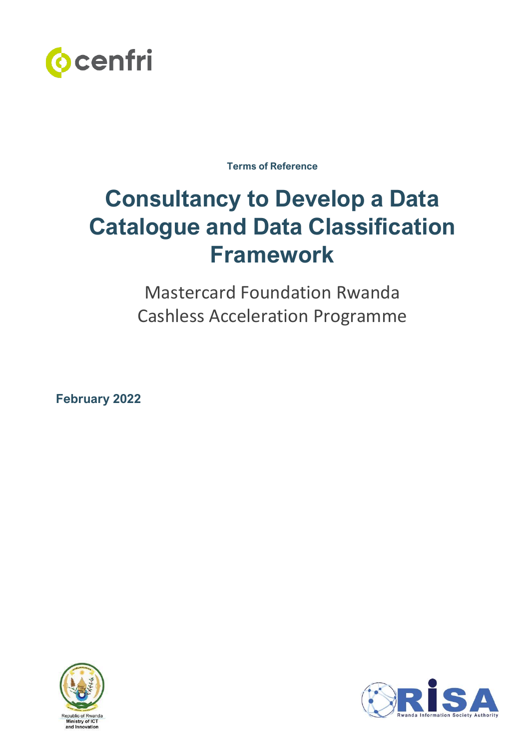cenfri

Terms of Reference

# Consultancy to Develop a Data Catalogue and Data Classification Framework

Mastercard Foundation Rwanda
Cashless Acceleration Programme

**February 2022**

Republic of Rwanda
Ministry of ICT and Innovation

RISA
Rwanda Information Society Authority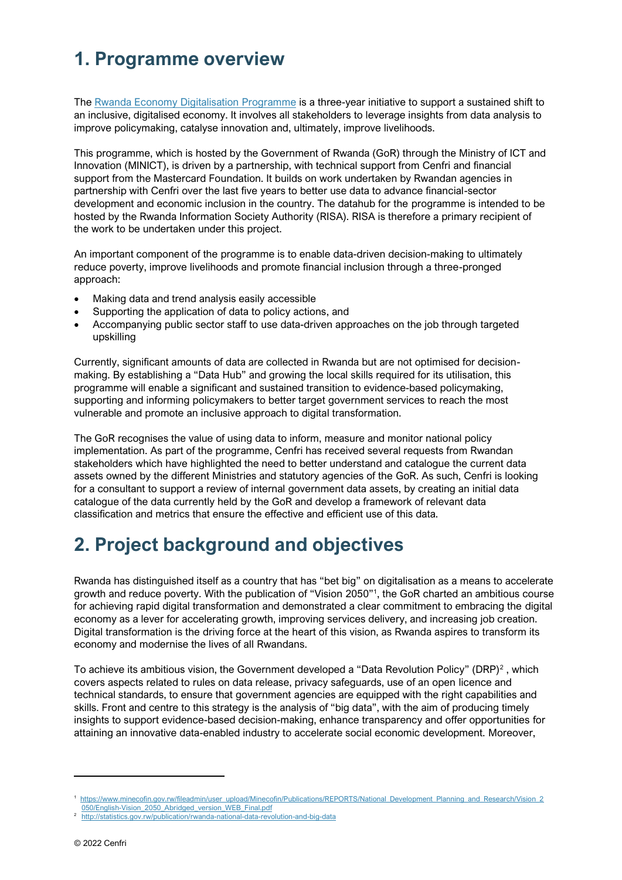# 1. Programme overview

The Rwanda Economy Digitalisation Programme is a three-year initiative to support a sustained shift to an inclusive, digitalised economy. It involves all stakeholders to leverage insights from data analysis to improve policymaking, catalyse innovation and, ultimately, improve livelihoods.

This programme, which is hosted by the Government of Rwanda (GoR) through the Ministry of ICT and Innovation (MINICT), is driven by a partnership, with technical support from Cenfri and financial support from the Mastercard Foundation. It builds on work undertaken by Rwandan agencies in partnership with Cenfri over the last five years to better use data to advance financial-sector development and economic inclusion in the country. The datahub for the programme is intended to be hosted by the Rwanda Information Society Authority (RISA). RISA is therefore a primary recipient of the work to be undertaken under this project.

An important component of the programme is to enable data-driven decision-making to ultimately reduce poverty, improve livelihoods and promote financial inclusion through a three-pronged approach:

- Making data and trend analysis easily accessible
- Supporting the application of data to policy actions, and
- Accompanying public sector staff to use data-driven approaches on the job through targeted upskilling

Currently, significant amounts of data are collected in Rwanda but are not optimised for decision-making. By establishing a "Data Hub" and growing the local skills required for its utilisation, this programme will enable a significant and sustained transition to evidence-based policymaking, supporting and informing policymakers to better target government services to reach the most vulnerable and promote an inclusive approach to digital transformation.

The GoR recognises the value of using data to inform, measure and monitor national policy implementation. As part of the programme, Cenfri has received several requests from Rwandan stakeholders which have highlighted the need to better understand and catalogue the current data assets owned by the different Ministries and statutory agencies of the GoR. As such, Cenfri is looking for a consultant to support a review of internal government data assets, by creating an initial data catalogue of the data currently held by the GoR and develop a framework of relevant data classification and metrics that ensure the effective and efficient use of this data.

# 2. Project background and objectives

Rwanda has distinguished itself as a country that has "bet big" on digitalisation as a means to accelerate growth and reduce poverty. With the publication of "Vision 2050"[1], the GoR charted an ambitious course for achieving rapid digital transformation and demonstrated a clear commitment to embracing the digital economy as a lever for accelerating growth, improving services delivery, and increasing job creation. Digital transformation is the driving force at the heart of this vision, as Rwanda aspires to transform its economy and modernise the lives of all Rwandans.

To achieve its ambitious vision, the Government developed a "Data Revolution Policy" (DRP)[2], which covers aspects related to rules on data release, privacy safeguards, use of an open licence and technical standards, to ensure that government agencies are equipped with the right capabilities and skills. Front and centre to this strategy is the analysis of "big data", with the aim of producing timely insights to support evidence-based decision-making, enhance transparency and offer opportunities for attaining an innovative data-enabled industry to accelerate social economic development. Moreover,

---

[1] https://www.minecofin.gov.rw/fileadmin/user_upload/Minecofin/Publications/REPORTS/National_Development_Planning_and_Research/Vision_2050/English-Vision_2050_Abridged_version_WEB_Final.pdf

[2] http://statistics.gov.rw/publication/rwanda-national-data-revolution-and-big-data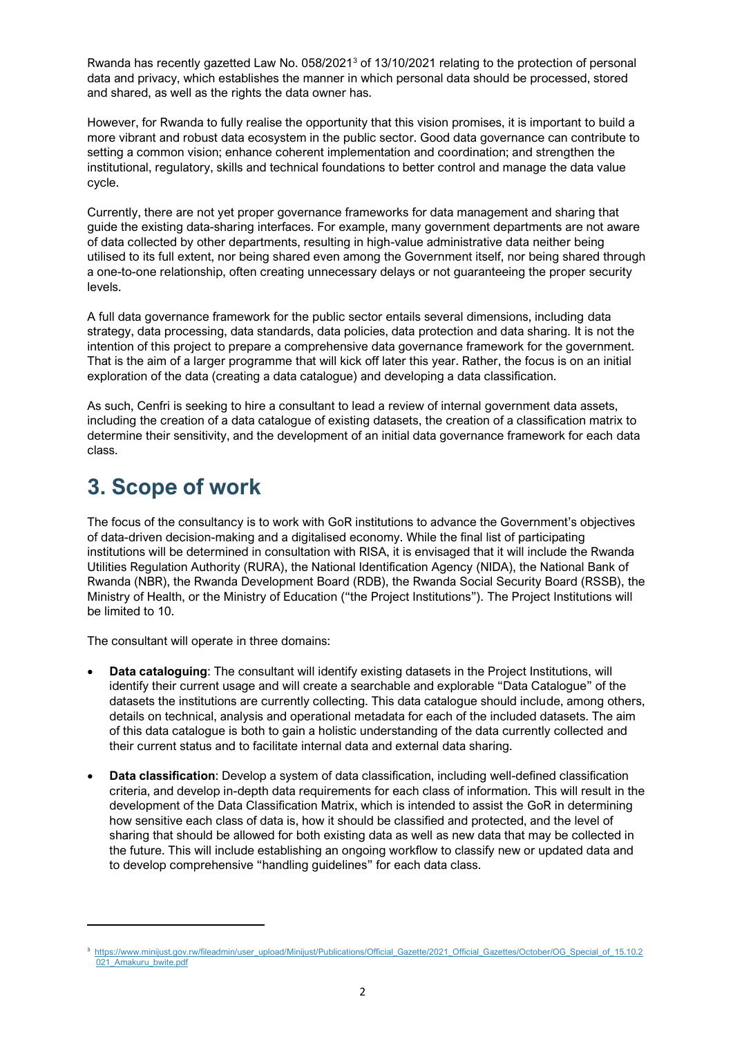Rwanda has recently gazetted Law No. 058/2021[3] of 13/10/2021 relating to the protection of personal data and privacy, which establishes the manner in which personal data should be processed, stored and shared, as well as the rights the data owner has.

However, for Rwanda to fully realise the opportunity that this vision promises, it is important to build a more vibrant and robust data ecosystem in the public sector. Good data governance can contribute to setting a common vision; enhance coherent implementation and coordination; and strengthen the institutional, regulatory, skills and technical foundations to better control and manage the data value cycle.

Currently, there are not yet proper governance frameworks for data management and sharing that guide the existing data-sharing interfaces. For example, many government departments are not aware of data collected by other departments, resulting in high-value administrative data neither being utilised to its full extent, nor being shared even among the Government itself, nor being shared through a one-to-one relationship, often creating unnecessary delays or not guaranteeing the proper security levels.

A full data governance framework for the public sector entails several dimensions, including data strategy, data processing, data standards, data policies, data protection and data sharing. It is not the intention of this project to prepare a comprehensive data governance framework for the government. That is the aim of a larger programme that will kick off later this year. Rather, the focus is on an initial exploration of the data (creating a data catalogue) and developing a data classification.

As such, Cenfri is seeking to hire a consultant to lead a review of internal government data assets, including the creation of a data catalogue of existing datasets, the creation of a classification matrix to determine their sensitivity, and the development of an initial data governance framework for each data class.

# 3. Scope of work

The focus of the consultancy is to work with GoR institutions to advance the Government's objectives of data-driven decision-making and a digitalised economy. While the final list of participating institutions will be determined in consultation with RISA, it is envisaged that it will include the Rwanda Utilities Regulation Authority (RURA), the National Identification Agency (NIDA), the National Bank of Rwanda (NBR), the Rwanda Development Board (RDB), the Rwanda Social Security Board (RSSB), the Ministry of Health, or the Ministry of Education ("the Project Institutions"). The Project Institutions will be limited to 10.

The consultant will operate in three domains:

- **Data cataloguing**: The consultant will identify existing datasets in the Project Institutions, will identify their current usage and will create a searchable and explorable "Data Catalogue" of the datasets the institutions are currently collecting. This data catalogue should include, among others, details on technical, analysis and operational metadata for each of the included datasets. The aim of this data catalogue is both to gain a holistic understanding of the data currently collected and their current status and to facilitate internal data and external data sharing.
- **Data classification**: Develop a system of data classification, including well-defined classification criteria, and develop in-depth data requirements for each class of information. This will result in the development of the Data Classification Matrix, which is intended to assist the GoR in determining how sensitive each class of data is, how it should be classified and protected, and the level of sharing that should be allowed for both existing data as well as new data that may be collected in the future. This will include establishing an ongoing workflow to classify new or updated data and to develop comprehensive "handling guidelines" for each data class.

[3] https://www.minijust.gov.rw/fileadmin/user_upload/Minijust/Publications/Official_Gazette/2021_Official_Gazettes/October/OG_Special_of_15.10.2021_Amakuru_bwite.pdf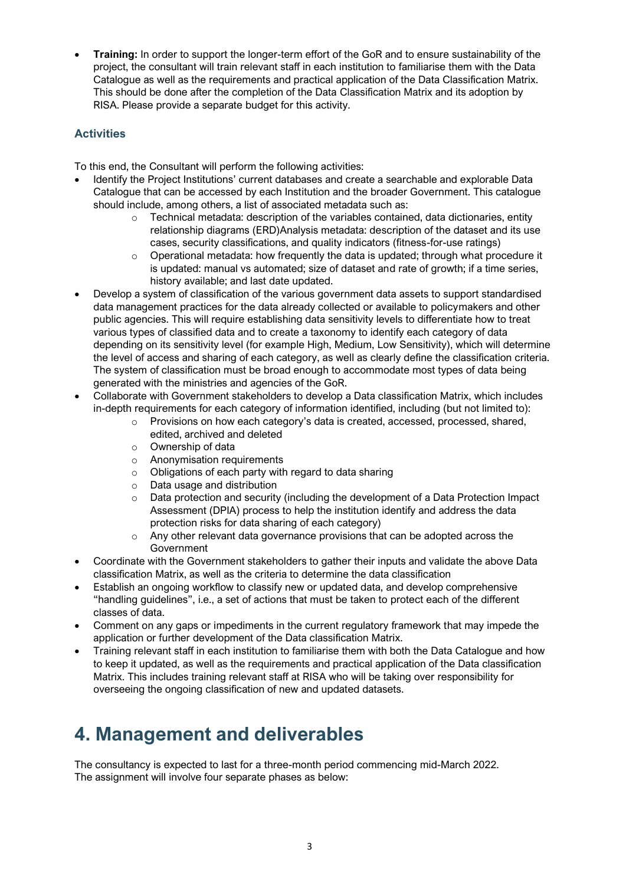- **Training:** In order to support the longer-term effort of the GoR and to ensure sustainability of the project, the consultant will train relevant staff in each institution to familiarise them with the Data Catalogue as well as the requirements and practical application of the Data Classification Matrix. This should be done after the completion of the Data Classification Matrix and its adoption by RISA. Please provide a separate budget for this activity.

### Activities

To this end, the Consultant will perform the following activities:

- Identify the Project Institutions' current databases and create a searchable and explorable Data Catalogue that can be accessed by each Institution and the broader Government. This catalogue should include, among others, a list of associated metadata such as:
  - Technical metadata: description of the variables contained, data dictionaries, entity relationship diagrams (ERD)Analysis metadata: description of the dataset and its use cases, security classifications, and quality indicators (fitness-for-use ratings)
  - Operational metadata: how frequently the data is updated; through what procedure it is updated: manual vs automated; size of dataset and rate of growth; if a time series, history available; and last date updated.
- Develop a system of classification of the various government data assets to support standardised data management practices for the data already collected or available to policymakers and other public agencies. This will require establishing data sensitivity levels to differentiate how to treat various types of classified data and to create a taxonomy to identify each category of data depending on its sensitivity level (for example High, Medium, Low Sensitivity), which will determine the level of access and sharing of each category, as well as clearly define the classification criteria. The system of classification must be broad enough to accommodate most types of data being generated with the ministries and agencies of the GoR.
- Collaborate with Government stakeholders to develop a Data classification Matrix, which includes in-depth requirements for each category of information identified, including (but not limited to):
  - Provisions on how each category's data is created, accessed, processed, shared, edited, archived and deleted
  - Ownership of data
  - Anonymisation requirements
  - Obligations of each party with regard to data sharing
  - Data usage and distribution
  - Data protection and security (including the development of a Data Protection Impact Assessment (DPIA) process to help the institution identify and address the data protection risks for data sharing of each category)
  - Any other relevant data governance provisions that can be adopted across the Government
- Coordinate with the Government stakeholders to gather their inputs and validate the above Data classification Matrix, as well as the criteria to determine the data classification
- Establish an ongoing workflow to classify new or updated data, and develop comprehensive "handling guidelines", i.e., a set of actions that must be taken to protect each of the different classes of data.
- Comment on any gaps or impediments in the current regulatory framework that may impede the application or further development of the Data classification Matrix.
- Training relevant staff in each institution to familiarise them with both the Data Catalogue and how to keep it updated, as well as the requirements and practical application of the Data classification Matrix. This includes training relevant staff at RISA who will be taking over responsibility for overseeing the ongoing classification of new and updated datasets.

# 4. Management and deliverables

The consultancy is expected to last for a three-month period commencing mid-March 2022.
The assignment will involve four separate phases as below: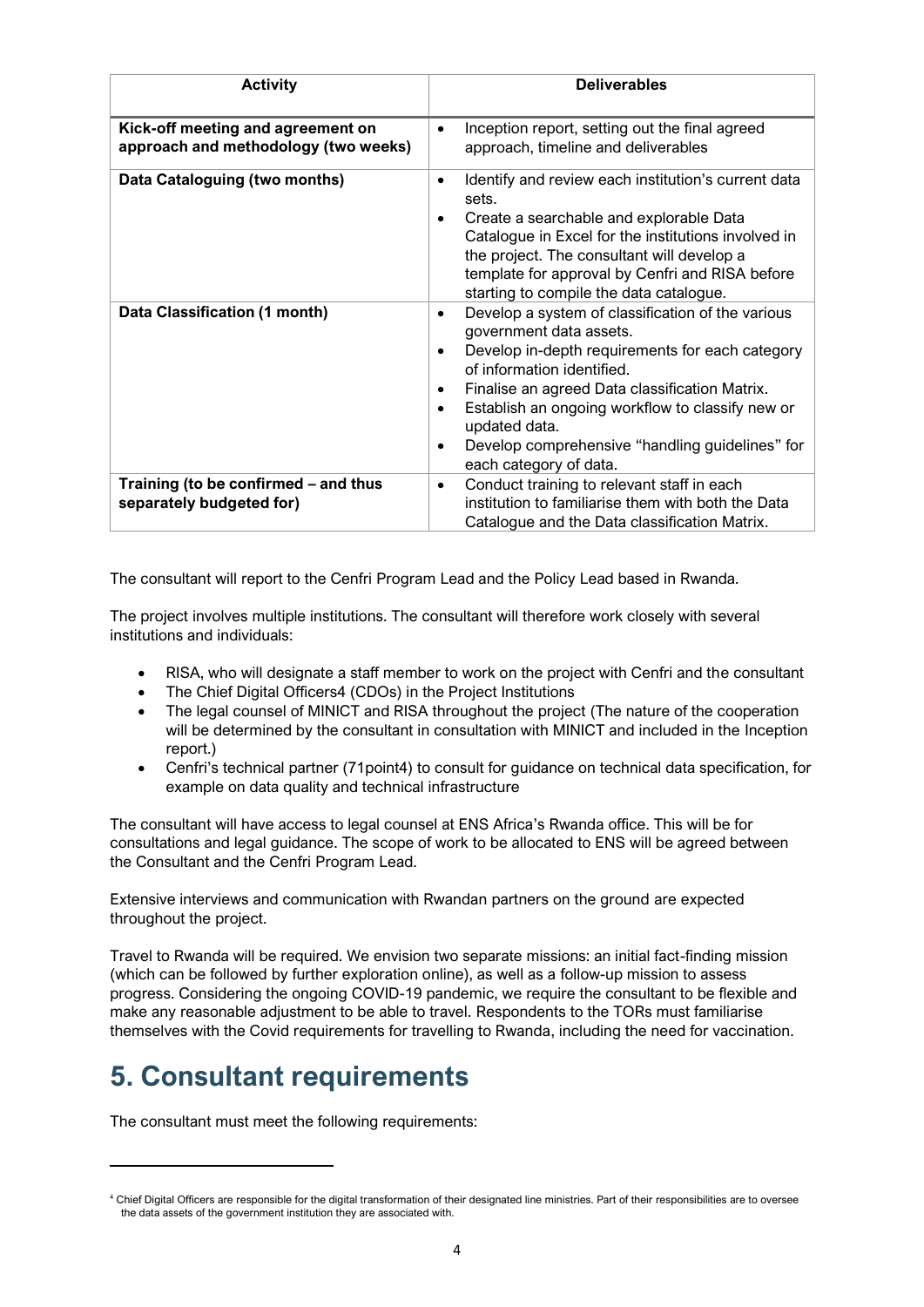| Activity | Deliverables |
|---|---|
| **Kick-off meeting and agreement on approach and methodology (two weeks)** | • Inception report, setting out the final agreed approach, timeline and deliverables |
| **Data Cataloguing (two months)** | • Identify and review each institution's current data sets.<br>• Create a searchable and explorable Data Catalogue in Excel for the institutions involved in the project. The consultant will develop a template for approval by Cenfri and RISA before starting to compile the data catalogue. |
| **Data Classification (1 month)** | • Develop a system of classification of the various government data assets.<br>• Develop in-depth requirements for each category of information identified.<br>• Finalise an agreed Data classification Matrix.<br>• Establish an ongoing workflow to classify new or updated data.<br>• Develop comprehensive "handling guidelines" for each category of data. |
| **Training (to be confirmed – and thus separately budgeted for)** | • Conduct training to relevant staff in each institution to familiarise them with both the Data Catalogue and the Data classification Matrix. |

The consultant will report to the Cenfri Program Lead and the Policy Lead based in Rwanda.

The project involves multiple institutions. The consultant will therefore work closely with several institutions and individuals:

- RISA, who will designate a staff member to work on the project with Cenfri and the consultant
- The Chief Digital Officers[4] (CDOs) in the Project Institutions
- The legal counsel of MINICT and RISA throughout the project (The nature of the cooperation will be determined by the consultant in consultation with MINICT and included in the Inception report.)
- Cenfri's technical partner (71point4) to consult for guidance on technical data specification, for example on data quality and technical infrastructure

The consultant will have access to legal counsel at ENS Africa's Rwanda office. This will be for consultations and legal guidance. The scope of work to be allocated to ENS will be agreed between the Consultant and the Cenfri Program Lead.

Extensive interviews and communication with Rwandan partners on the ground are expected throughout the project.

Travel to Rwanda will be required. We envision two separate missions: an initial fact-finding mission (which can be followed by further exploration online), as well as a follow-up mission to assess progress. Considering the ongoing COVID-19 pandemic, we require the consultant to be flexible and make any reasonable adjustment to be able to travel. Respondents to the TORs must familiarise themselves with the Covid requirements for travelling to Rwanda, including the need for vaccination.

# 5. Consultant requirements

The consultant must meet the following requirements:

---

[4] Chief Digital Officers are responsible for the digital transformation of their designated line ministries. Part of their responsibilities are to oversee the data assets of the government institution they are associated with.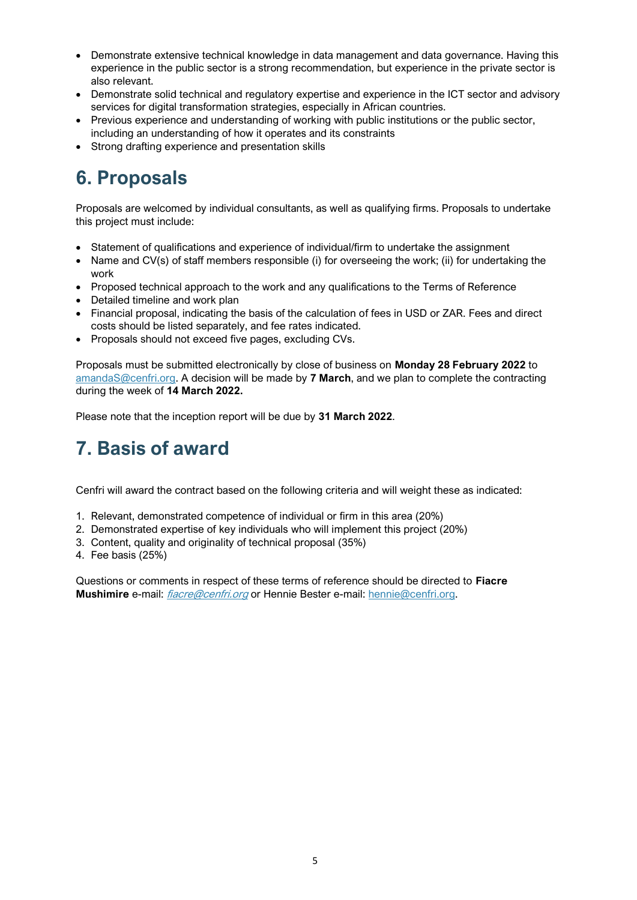- Demonstrate extensive technical knowledge in data management and data governance. Having this experience in the public sector is a strong recommendation, but experience in the private sector is also relevant.
- Demonstrate solid technical and regulatory expertise and experience in the ICT sector and advisory services for digital transformation strategies, especially in African countries.
- Previous experience and understanding of working with public institutions or the public sector, including an understanding of how it operates and its constraints
- Strong drafting experience and presentation skills

# 6. Proposals

Proposals are welcomed by individual consultants, as well as qualifying firms. Proposals to undertake this project must include:

- Statement of qualifications and experience of individual/firm to undertake the assignment
- Name and CV(s) of staff members responsible (i) for overseeing the work; (ii) for undertaking the work
- Proposed technical approach to the work and any qualifications to the Terms of Reference
- Detailed timeline and work plan
- Financial proposal, indicating the basis of the calculation of fees in USD or ZAR. Fees and direct costs should be listed separately, and fee rates indicated.
- Proposals should not exceed five pages, excluding CVs.

Proposals must be submitted electronically by close of business on **Monday 28 February 2022** to amandaS@cenfri.org. A decision will be made by **7 March**, and we plan to complete the contracting during the week of **14 March 2022.**

Please note that the inception report will be due by **31 March 2022**.

# 7. Basis of award

Cenfri will award the contract based on the following criteria and will weight these as indicated:

1. Relevant, demonstrated competence of individual or firm in this area (20%)
2. Demonstrated expertise of key individuals who will implement this project (20%)
3. Content, quality and originality of technical proposal (35%)
4. Fee basis (25%)

Questions or comments in respect of these terms of reference should be directed to **Fiacre Mushimire** e-mail: *fiacre@cenfri.org* or Hennie Bester e-mail: hennie@cenfri.org.